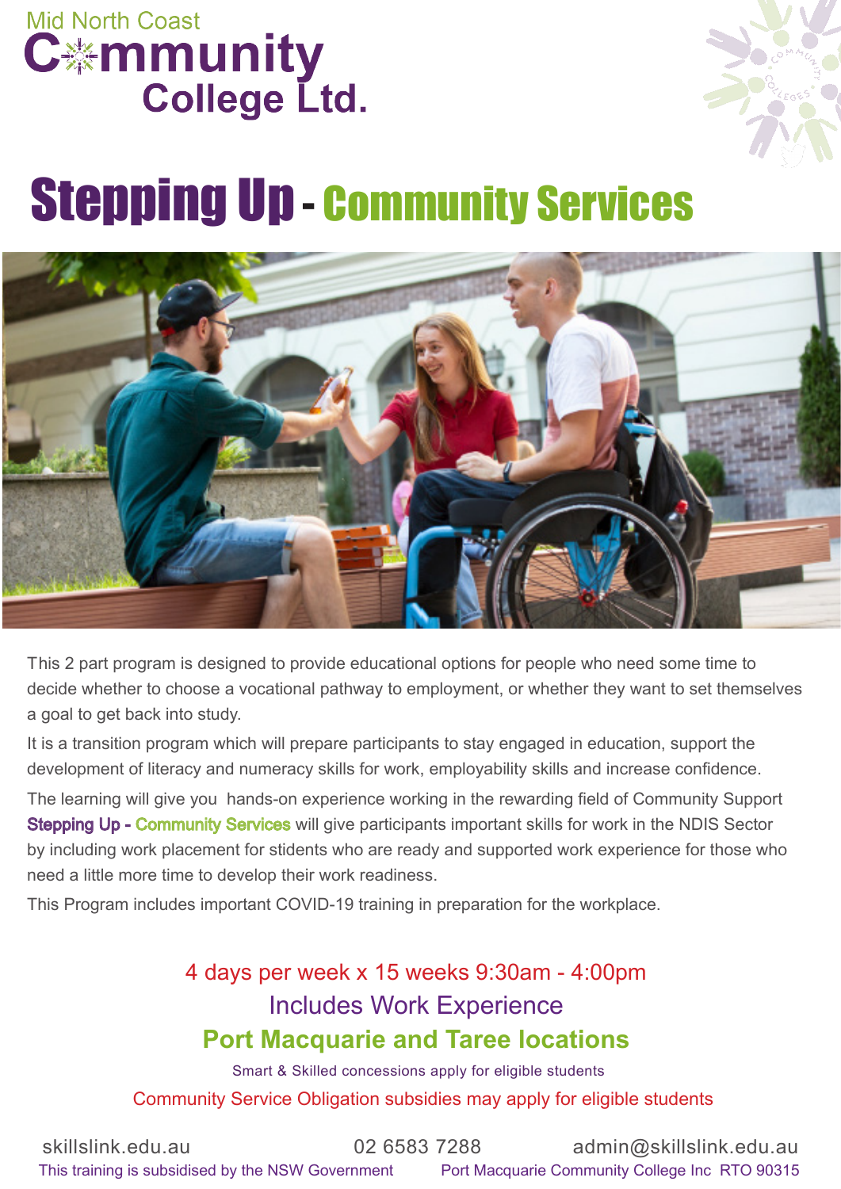Mid North Coast Community College Ltd.

# Stepping Up - Community Services

This 2 part program is designed to provide educational options for people who need some time to decide whether to choose a vocational pathway to employment, or whether they want to set themselves a goal to get back into study.

It is a transition program which will prepare participants to stay engaged in education, support the development of literacy and numeracy skills for work, employability skills and increase confidence.

The learning will give you hands-on experience working in the rewarding field of Community Support **Stepping Up - Community Services** will give participants important skills for work in the NDIS Sector by including work placement for students who are ready and supported work experience for those who need a little more time to develop their work readiness.

This Program includes important COVID-19 training in preparation for the workplace.

4 days per week x 15 weeks 9:30am - 4:00pm

Includes Work Experience

**Port Macquarie and Taree locations**

Smart & Skilled concessions apply for eligible students

Community Service Obligation subsidies may apply for eligible students

skillslink.edu.au | 02 6583 7288 | admin@skillslink.edu.au

This training is subsidised by the NSW Government | Port Macquarie Community College Inc RTO 90315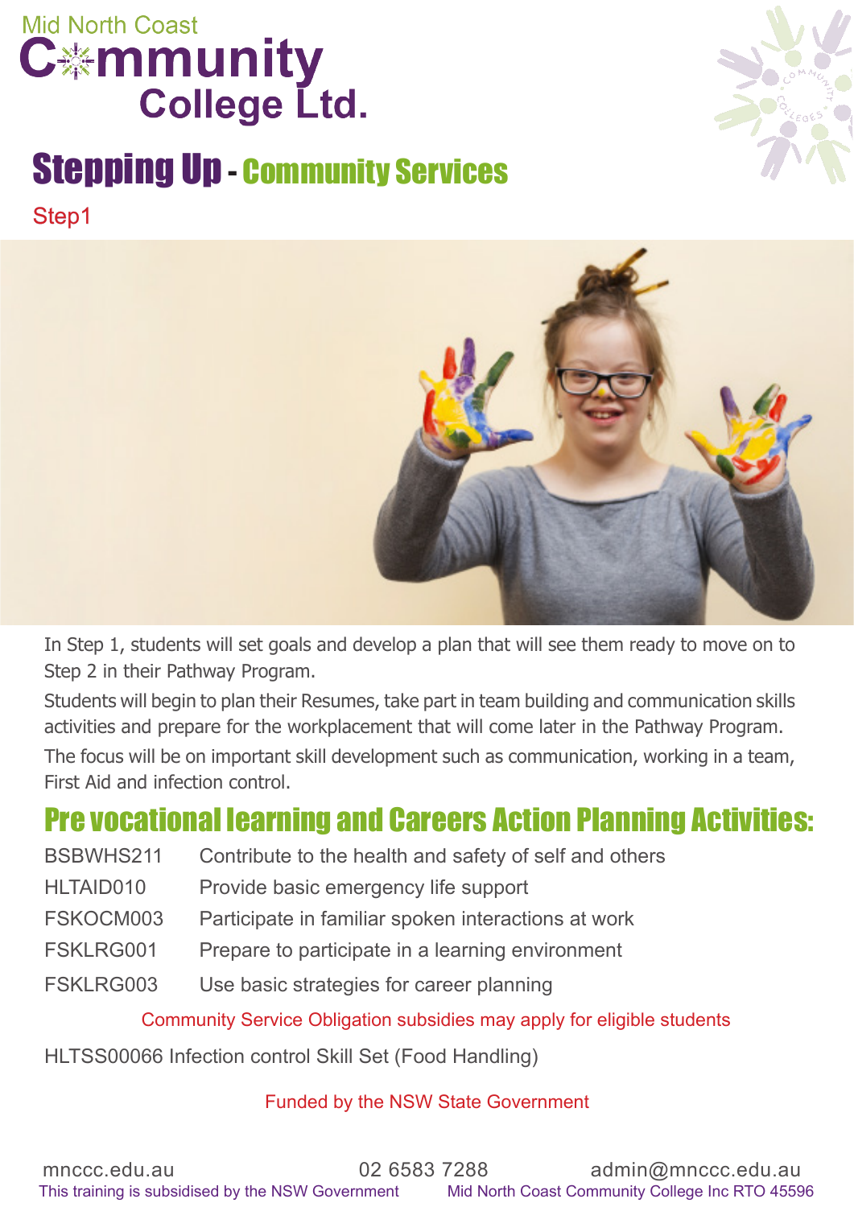Mid North Coast Community College Ltd.

# Stepping Up - Community Services

## Step1

In Step 1, students will set goals and develop a plan that will see them ready to move on to Step 2 in their Pathway Program.

Students will begin to plan their Resumes, take part in team building and communication skills activities and prepare for the workplacement that will come later in the Pathway Program.

The focus will be on important skill development such as communication, working in a team, First Aid and infection control.

## Pre vocational learning and Careers Action Planning Activities:

| | |
|---|---|
| BSBWHS211 | Contribute to the health and safety of self and others |
| HLTAID010 | Provide basic emergency life support |
| FSKOCM003 | Participate in familiar spoken interactions at work |
| FSKLRG001 | Prepare to participate in a learning environment |
| FSKLRG003 | Use basic strategies for career planning |

Community Service Obligation subsidies may apply for eligible students

HLTSS00066 Infection control Skill Set (Food Handling)

Funded by the NSW State Government

mnccc.edu.au    02 6583 7288    admin@mnccc.edu.au

This training is subsidised by the NSW Government    Mid North Coast Community College Inc RTO 45596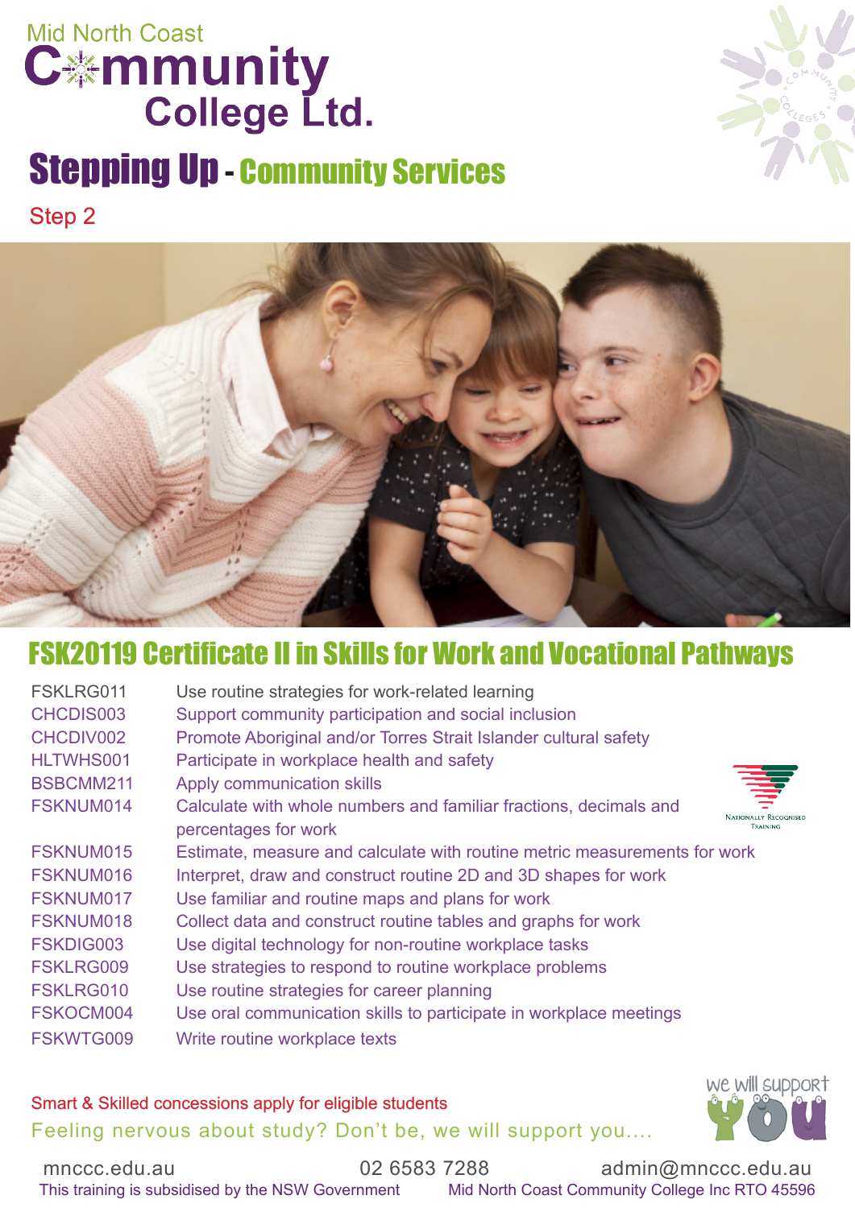Mid North Coast

# Community College Ltd.

## Stepping Up - Community Services

Step 2

## FSK20119 Certificate II in Skills for Work and Vocational Pathways

| | |
|---|---|
| FSKLRG011 | Use routine strategies for work-related learning |
| CHCDIS003 | Support community participation and social inclusion |
| CHCDIV002 | Promote Aboriginal and/or Torres Strait Islander cultural safety |
| HLTWHS001 | Participate in workplace health and safety |
| BSBCMM211 | Apply communication skills |
| FSKNUM014 | Calculate with whole numbers and familiar fractions, decimals and percentages for work |
| FSKNUM015 | Estimate, measure and calculate with routine metric measurements for work |
| FSKNUM016 | Interpret, draw and construct routine 2D and 3D shapes for work |
| FSKNUM017 | Use familiar and routine maps and plans for work |
| FSKNUM018 | Collect data and construct routine tables and graphs for work |
| FSKDIG003 | Use digital technology for non-routine workplace tasks |
| FSKLRG009 | Use strategies to respond to routine workplace problems |
| FSKLRG010 | Use routine strategies for career planning |
| FSKOCM004 | Use oral communication skills to participate in workplace meetings |
| FSKWTG009 | Write routine workplace texts |

Nationally Recognised Training

Smart & Skilled concessions apply for eligible students

Feeling nervous about study? Don't be, we will support you....

we will support you

mnccc.edu.au 02 6583 7288 admin@mnccc.edu.au

This training is subsidised by the NSW Government Mid North Coast Community College Inc RTO 45596